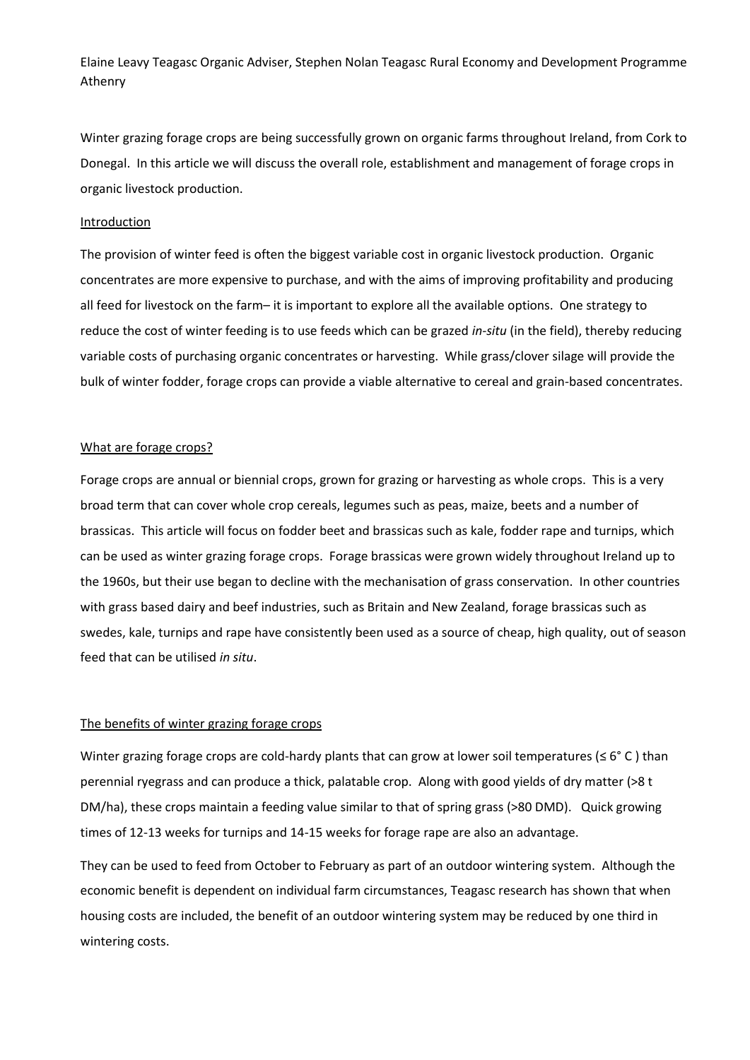Elaine Leavy Teagasc Organic Adviser, Stephen Nolan Teagasc Rural Economy and Development Programme Athenry

Winter grazing forage crops are being successfully grown on organic farms throughout Ireland, from Cork to Donegal. In this article we will discuss the overall role, establishment and management of forage crops in organic livestock production.

## Introduction

The provision of winter feed is often the biggest variable cost in organic livestock production. Organic concentrates are more expensive to purchase, and with the aims of improving profitability and producing all feed for livestock on the farm– it is important to explore all the available options. One strategy to reduce the cost of winter feeding is to use feeds which can be grazed *in-situ* (in the field), thereby reducing variable costs of purchasing organic concentrates or harvesting. While grass/clover silage will provide the bulk of winter fodder, forage crops can provide a viable alternative to cereal and grain-based concentrates.

## What are forage crops?

Forage crops are annual or biennial crops, grown for grazing or harvesting as whole crops. This is a very broad term that can cover whole crop cereals, legumes such as peas, maize, beets and a number of brassicas. This article will focus on fodder beet and brassicas such as kale, fodder rape and turnips, which can be used as winter grazing forage crops. Forage brassicas were grown widely throughout Ireland up to the 1960s, but their use began to decline with the mechanisation of grass conservation. In other countries with grass based dairy and beef industries, such as Britain and New Zealand, forage brassicas such as swedes, kale, turnips and rape have consistently been used as a source of cheap, high quality, out of season feed that can be utilised *in situ*.

## The benefits of winter grazing forage crops

Winter grazing forage crops are cold-hardy plants that can grow at lower soil temperatures ($\leq 6°$ C ) than perennial ryegrass and can produce a thick, palatable crop. Along with good yields of dry matter (>8 t DM/ha), these crops maintain a feeding value similar to that of spring grass (>80 DMD). Quick growing times of 12-13 weeks for turnips and 14-15 weeks for forage rape are also an advantage.

They can be used to feed from October to February as part of an outdoor wintering system. Although the economic benefit is dependent on individual farm circumstances, Teagasc research has shown that when housing costs are included, the benefit of an outdoor wintering system may be reduced by one third in wintering costs.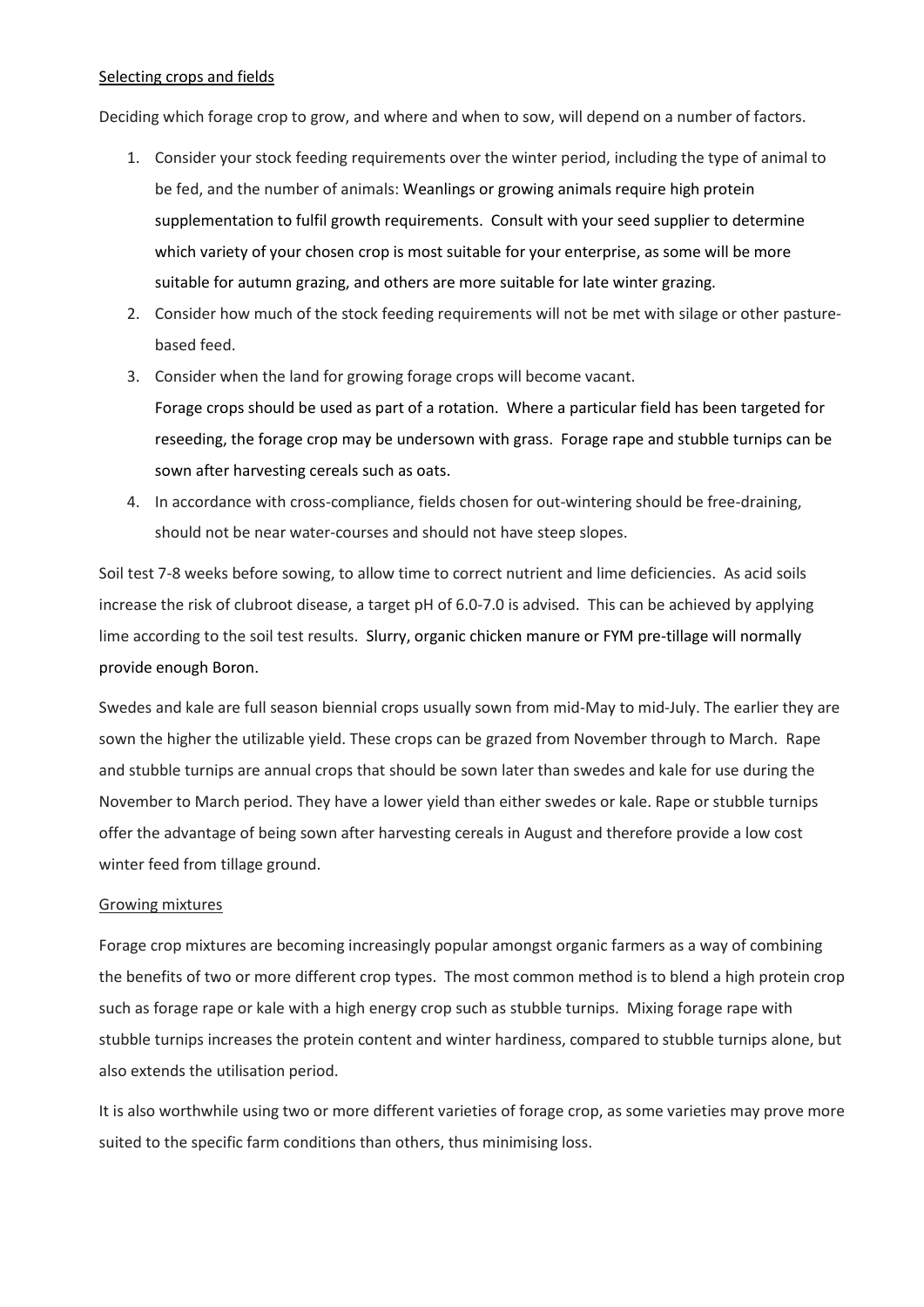Selecting crops and fields

Deciding which forage crop to grow, and where and when to sow, will depend on a number of factors.

1. Consider your stock feeding requirements over the winter period, including the type of animal to be fed, and the number of animals: Weanlings or growing animals require high protein supplementation to fulfil growth requirements. Consult with your seed supplier to determine which variety of your chosen crop is most suitable for your enterprise, as some will be more suitable for autumn grazing, and others are more suitable for late winter grazing.
2. Consider how much of the stock feeding requirements will not be met with silage or other pasture-based feed.
3. Consider when the land for growing forage crops will become vacant.
   Forage crops should be used as part of a rotation. Where a particular field has been targeted for reseeding, the forage crop may be undersown with grass. Forage rape and stubble turnips can be sown after harvesting cereals such as oats.
4. In accordance with cross-compliance, fields chosen for out-wintering should be free-draining, should not be near water-courses and should not have steep slopes.

Soil test 7-8 weeks before sowing, to allow time to correct nutrient and lime deficiencies. As acid soils increase the risk of clubroot disease, a target pH of 6.0-7.0 is advised. This can be achieved by applying lime according to the soil test results. Slurry, organic chicken manure or FYM pre-tillage will normally provide enough Boron.

Swedes and kale are full season biennial crops usually sown from mid-May to mid-July. The earlier they are sown the higher the utilizable yield. These crops can be grazed from November through to March. Rape and stubble turnips are annual crops that should be sown later than swedes and kale for use during the November to March period. They have a lower yield than either swedes or kale. Rape or stubble turnips offer the advantage of being sown after harvesting cereals in August and therefore provide a low cost winter feed from tillage ground.

Growing mixtures

Forage crop mixtures are becoming increasingly popular amongst organic farmers as a way of combining the benefits of two or more different crop types. The most common method is to blend a high protein crop such as forage rape or kale with a high energy crop such as stubble turnips. Mixing forage rape with stubble turnips increases the protein content and winter hardiness, compared to stubble turnips alone, but also extends the utilisation period.

It is also worthwhile using two or more different varieties of forage crop, as some varieties may prove more suited to the specific farm conditions than others, thus minimising loss.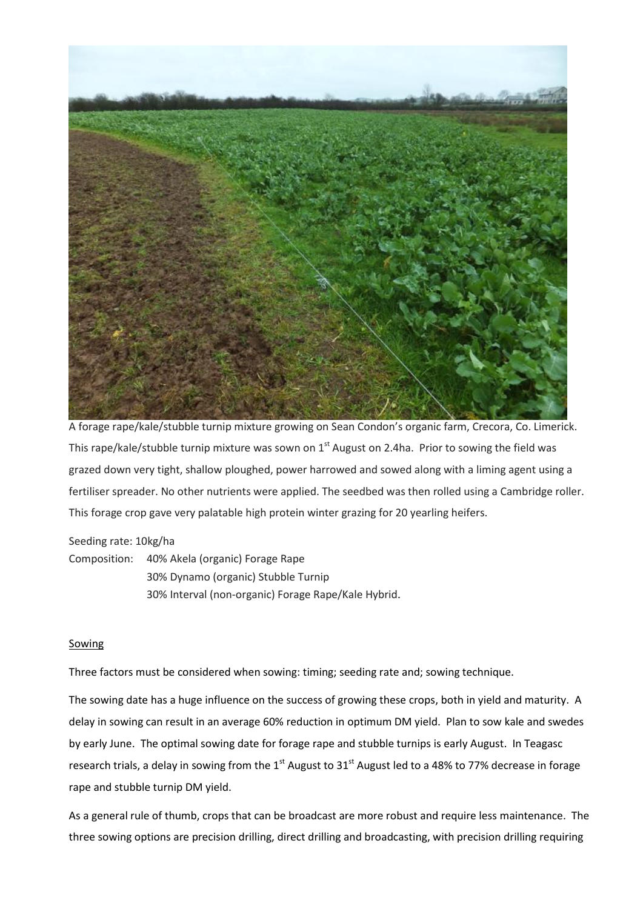A forage rape/kale/stubble turnip mixture growing on Sean Condon's organic farm, Crecora, Co. Limerick. This rape/kale/stubble turnip mixture was sown on 1st August on 2.4ha. Prior to sowing the field was grazed down very tight, shallow ploughed, power harrowed and sowed along with a liming agent using a fertiliser spreader. No other nutrients were applied. The seedbed was then rolled using a Cambridge roller. This forage crop gave very palatable high protein winter grazing for 20 yearling heifers.

Seeding rate: 10kg/ha

Composition: 40% Akela (organic) Forage Rape
30% Dynamo (organic) Stubble Turnip
30% Interval (non-organic) Forage Rape/Kale Hybrid.

## Sowing

Three factors must be considered when sowing: timing; seeding rate and; sowing technique.

The sowing date has a huge influence on the success of growing these crops, both in yield and maturity. A delay in sowing can result in an average 60% reduction in optimum DM yield. Plan to sow kale and swedes by early June. The optimal sowing date for forage rape and stubble turnips is early August. In Teagasc research trials, a delay in sowing from the 1st August to 31st August led to a 48% to 77% decrease in forage rape and stubble turnip DM yield.

As a general rule of thumb, crops that can be broadcast are more robust and require less maintenance. The three sowing options are precision drilling, direct drilling and broadcasting, with precision drilling requiring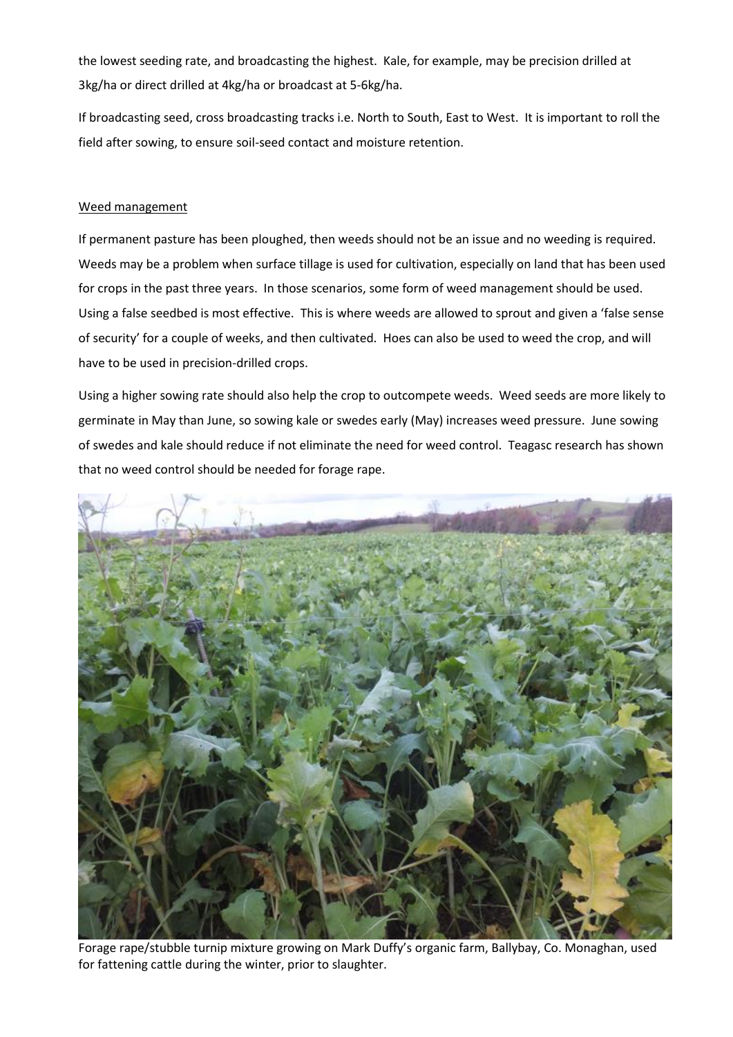the lowest seeding rate, and broadcasting the highest. Kale, for example, may be precision drilled at 3kg/ha or direct drilled at 4kg/ha or broadcast at 5-6kg/ha.

If broadcasting seed, cross broadcasting tracks i.e. North to South, East to West. It is important to roll the field after sowing, to ensure soil-seed contact and moisture retention.

## Weed management

If permanent pasture has been ploughed, then weeds should not be an issue and no weeding is required. Weeds may be a problem when surface tillage is used for cultivation, especially on land that has been used for crops in the past three years. In those scenarios, some form of weed management should be used. Using a false seedbed is most effective. This is where weeds are allowed to sprout and given a 'false sense of security' for a couple of weeks, and then cultivated. Hoes can also be used to weed the crop, and will have to be used in precision-drilled crops.

Using a higher sowing rate should also help the crop to outcompete weeds. Weed seeds are more likely to germinate in May than June, so sowing kale or swedes early (May) increases weed pressure. June sowing of swedes and kale should reduce if not eliminate the need for weed control. Teagasc research has shown that no weed control should be needed for forage rape.

Forage rape/stubble turnip mixture growing on Mark Duffy's organic farm, Ballybay, Co. Monaghan, used for fattening cattle during the winter, prior to slaughter.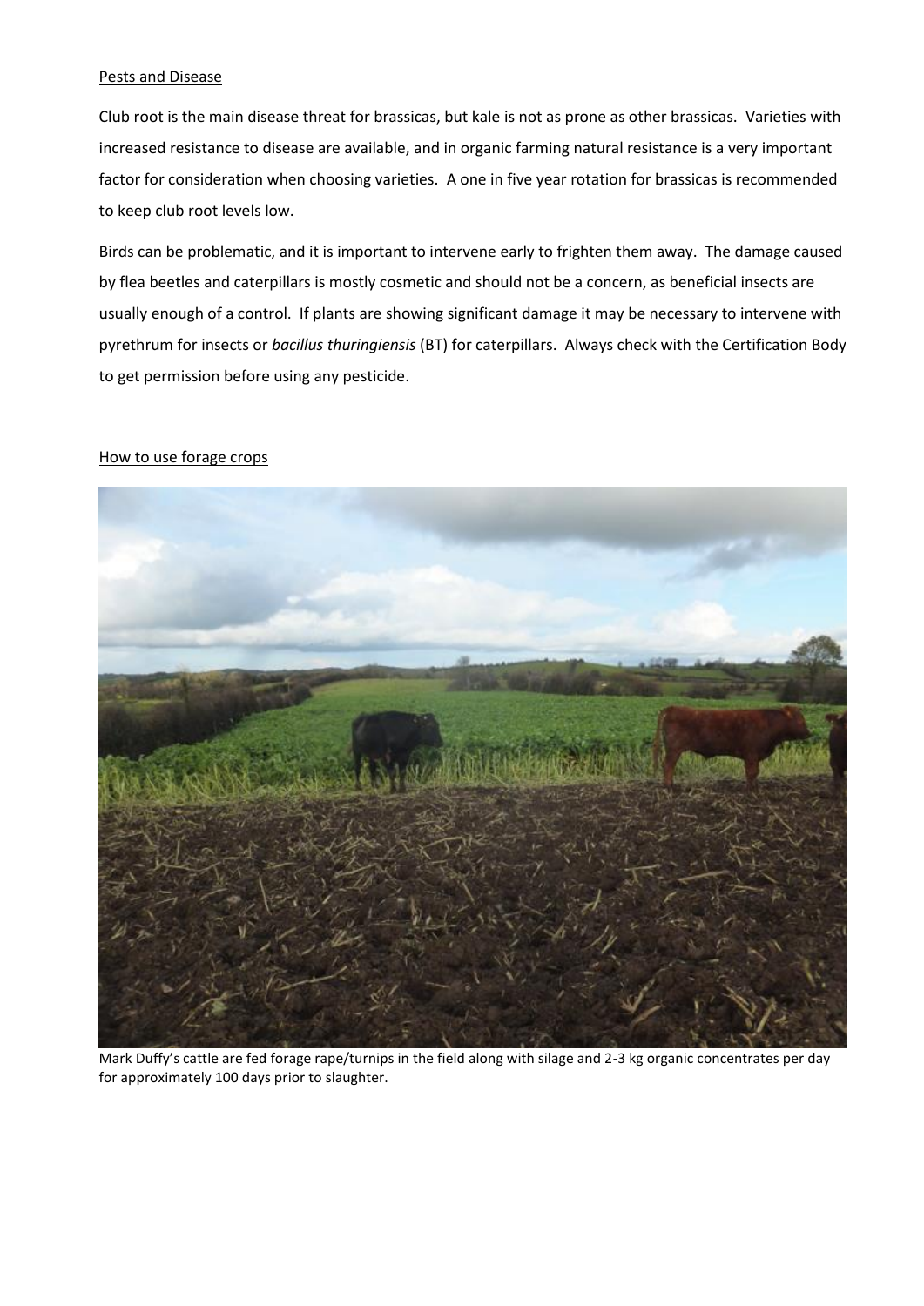Pests and Disease

Club root is the main disease threat for brassicas, but kale is not as prone as other brassicas. Varieties with increased resistance to disease are available, and in organic farming natural resistance is a very important factor for consideration when choosing varieties. A one in five year rotation for brassicas is recommended to keep club root levels low.

Birds can be problematic, and it is important to intervene early to frighten them away. The damage caused by flea beetles and caterpillars is mostly cosmetic and should not be a concern, as beneficial insects are usually enough of a control. If plants are showing significant damage it may be necessary to intervene with pyrethrum for insects or *bacillus thuringiensis* (BT) for caterpillars. Always check with the Certification Body to get permission before using any pesticide.

How to use forage crops

Mark Duffy's cattle are fed forage rape/turnips in the field along with silage and 2-3 kg organic concentrates per day for approximately 100 days prior to slaughter.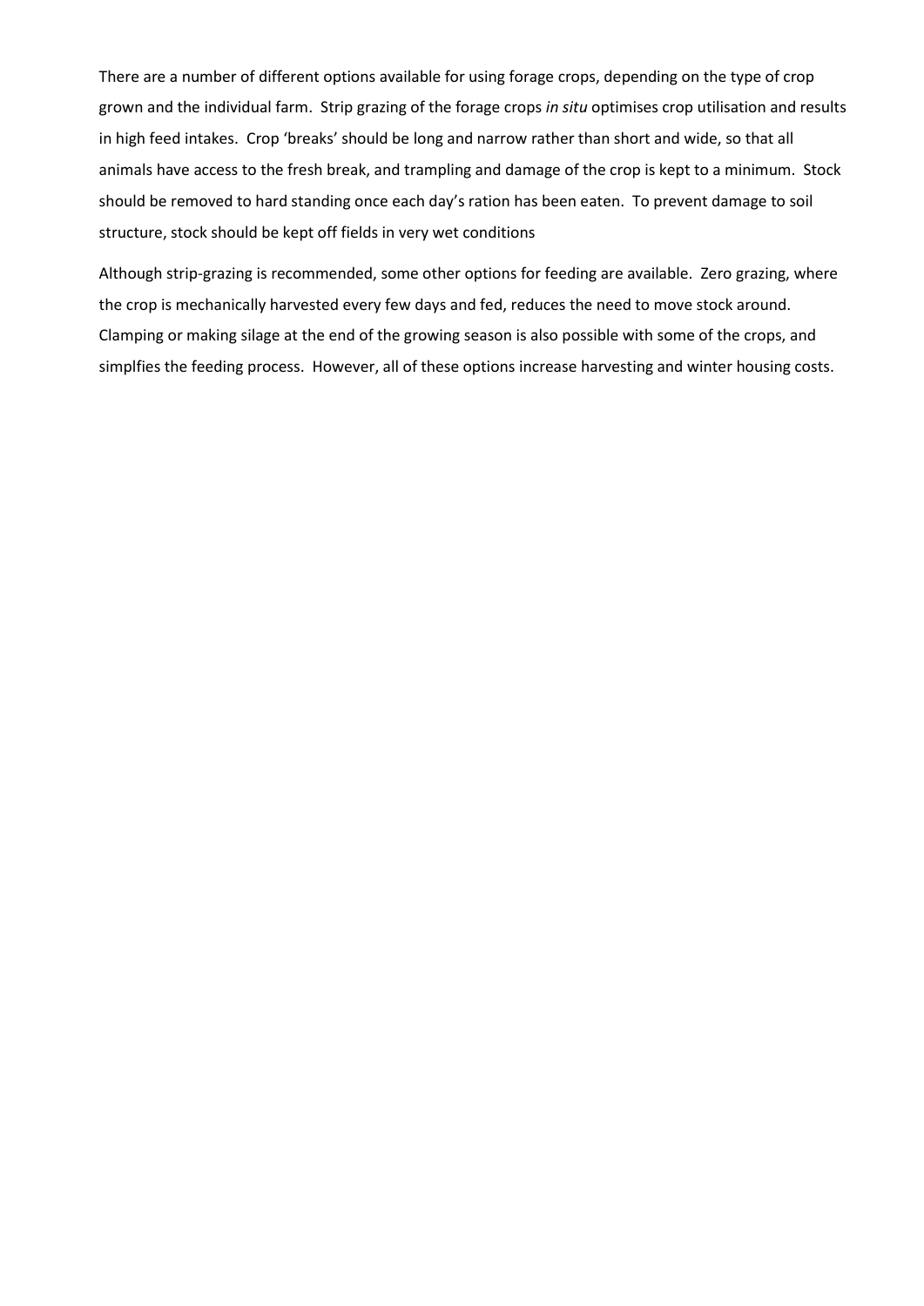There are a number of different options available for using forage crops, depending on the type of crop grown and the individual farm. Strip grazing of the forage crops *in situ* optimises crop utilisation and results in high feed intakes. Crop 'breaks' should be long and narrow rather than short and wide, so that all animals have access to the fresh break, and trampling and damage of the crop is kept to a minimum. Stock should be removed to hard standing once each day's ration has been eaten. To prevent damage to soil structure, stock should be kept off fields in very wet conditions

Although strip-grazing is recommended, some other options for feeding are available. Zero grazing, where the crop is mechanically harvested every few days and fed, reduces the need to move stock around. Clamping or making silage at the end of the growing season is also possible with some of the crops, and simplfies the feeding process. However, all of these options increase harvesting and winter housing costs.